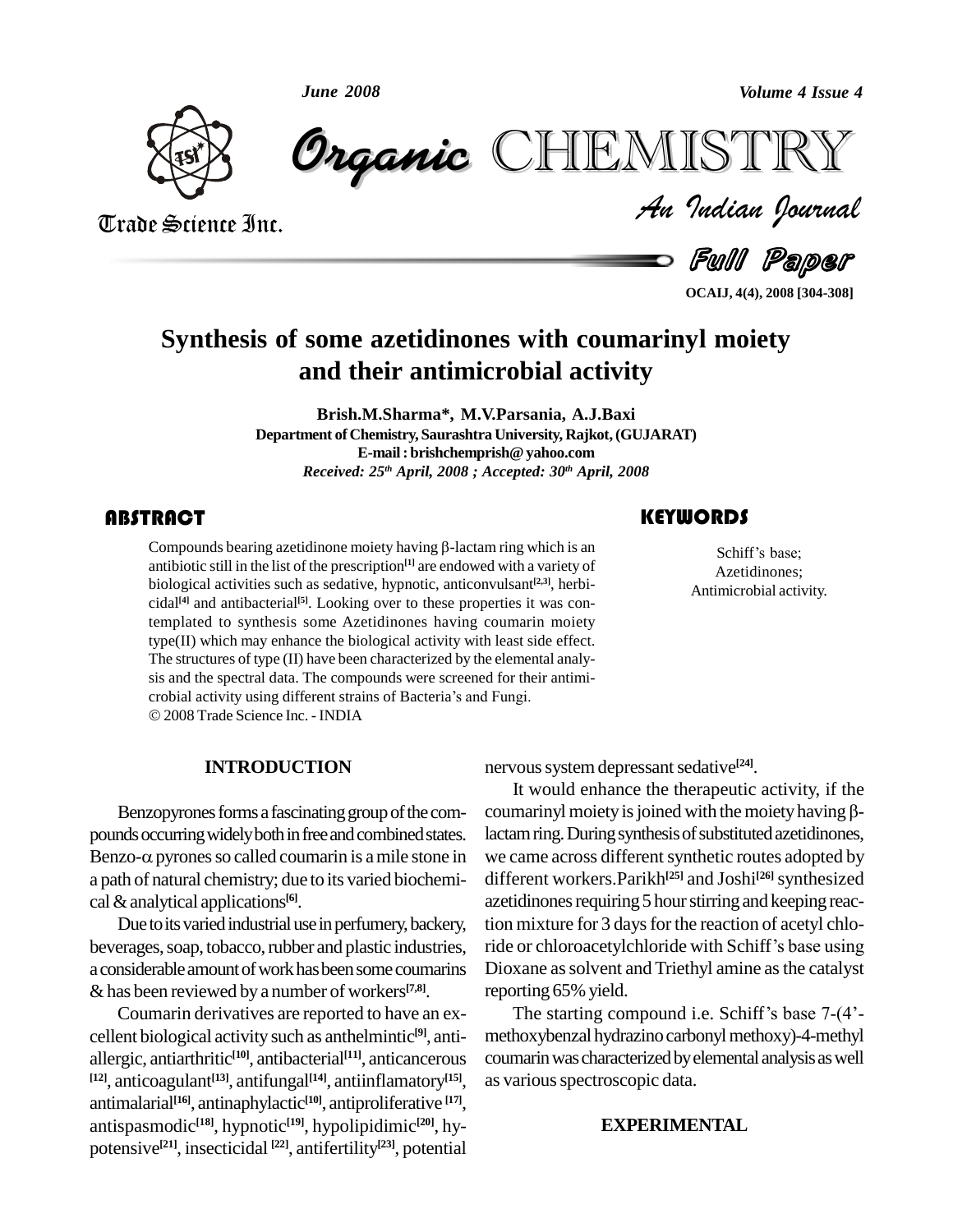# Synthesis of some azetidinones with coumarinyl moiety and their antimicrobial activity

**Brish.M.Sharma\*, M.V.Parsania, A.J.Baxi**

**Department of Chemistry, Saurashtra University, Rajkot, (GUJARAT)**

**E-mail : brishchemprish@ yahoo.com**

*Received: 25th April, 2008 ; Accepted: 30th April, 2008*

## ABSTRACT

Compounds bearing azetidinone moiety having β-lactam ring which is an antibiotic still in the list of the prescription[1] are endowed with a variety of biological activities such as sedative, hypnotic, anticonvulsant[2,3], herbicidal[4] and antibacterial[5]. Looking over to these properties it was contemplated to synthesis some Azetidinones having coumarin moiety type(II) which may enhance the biological activity with least side effect. The structures of type (II) have been characterized by the elemental analysis and the spectral data. The compounds were screened for their antimicrobial activity using different strains of Bacteria's and Fungi.

© 2008 Trade Science Inc. - INDIA

## KEYWORDS

Schiff's base;
Azetidinones;
Antimicrobial activity.

## INTRODUCTION

Benzopyrones forms a fascinating group of the compounds occurring widely both in free and combined states. Benzo-α pyrones so called coumarin is a mile stone in a path of natural chemistry; due to its varied biochemical & analytical applications[6].

Due to its varied industrial use in perfumery, backery, beverages, soap, tobacco, rubber and plastic industries, a considerable amount of work has been some coumarins & has been reviewed by a number of workers[7,8].

Coumarin derivatives are reported to have an excellent biological activity such as anthelmintic[9], antiallergic, antiarthritic[10], antibacterial[11], anticancerous [12], anticoagulant[13], antifungal[14], antiinflamatory[15], antimalarial[16], antinaphylactic[10], antiproliferative [17], antispasmodic[18], hypnotic[19], hypolipidimic[20], hypotensive[21], insecticidal [22], antifertility[23], potential nervous system depressant sedative[24].

It would enhance the therapeutic activity, if the coumarinyl moiety is joined with the moiety having β-lactam ring. During synthesis of substituted azetidinones, we came across different synthetic routes adopted by different workers.Parikh[25] and Joshi[26] synthesized azetidinones requiring 5 hour stirring and keeping reaction mixture for 3 days for the reaction of acetyl chloride or chloroacetylchloride with Schiff's base using Dioxane as solvent and Triethyl amine as the catalyst reporting 65% yield.

The starting compound i.e. Schiff's base 7-(4'-methoxybenzal hydrazino carbonyl methoxy)-4-methyl coumarin was characterized by elemental analysis as well as various spectroscopic data.

## EXPERIMENTAL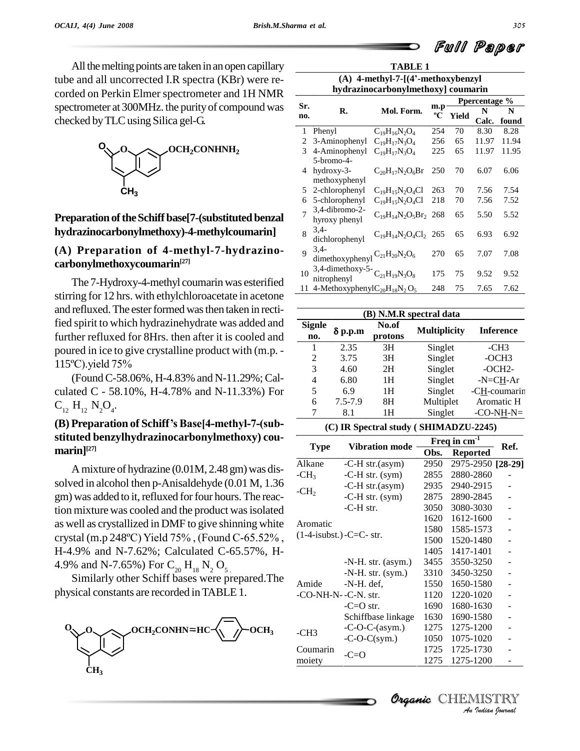All the melting points are taken in an open capillary tube and all uncorrected I.R spectra (KBr) were recorded on Perkin Elmer spectrometer and 1H NMR spectrometer at 300MHz. the purity of compound was checked by TLC using Silica gel-G.

## Preparation of the Schiff base[7-(substituted benzal hydrazinocarbonylmethoxy)-4-methylcoumarin]

### (A) Preparation of 4-methyl-7-hydrazino-carbonylmethoxycoumarin[27]

The 7-Hydroxy-4-methyl coumarin was esterified stirring for 12 hrs. with ethylchloroacetate in acetone and refluxed. The ester formed was then taken in rectified spirit to which hydrazinehydrate was added and further refluxed for 8Hrs. then after it is cooled and poured in ice to give crystalline product with (m.p. - 115ºC).yield 75%

(Found C-58.06%, H-4.83% and N-11.29%; Calculated C - 58.10%, H-4.78% and N-11.33%) For $C_{12}H_{12}N_2O_4$.

### (B) Preparation of Schiff's Base[4-methyl-7-(substituted benzylhydrazinocarbonylmethoxy) coumarin][27]

A mixture of hydrazine (0.01M, 2.48 gm) was dissolved in alcohol then p-Anisaldehyde (0.01 M, 1.36 gm) was added to it, refluxed for four hours. The reaction mixture was cooled and the product was isolated as well as crystallized in DMF to give shinning white crystal (m.p 248ºC) Yield 75% , (Found C-65.52% , H-4.9% and N-7.62%; Calculated C-65.57%, H-4.9% and N-7.65%) For $C_{20}H_{18}N_2O_5$.

Similarly other Schiff bases were prepared. The physical constants are recorded in TABLE 1.

**TABLE 1**

**(A) 4-methyl-7-[(4'-methoxybenzyl hydrazinocarbonylmethoxy] coumarin**

| Sr. no. | R. | Mol. Form. | m.p ºC | Yield | Ppercentage % N Calc. | N found |
|---|---|---|---|---|---|---|
| 1 | Phenyl | $C_{19}H_{16}N_2O_4$ | 254 | 70 | 8.30 | 8.28 |
| 2 | 3-Aminophenyl | $C_{19}H_{17}N_3O_4$ | 256 | 65 | 11.97 | 11.94 |
| 3 | 4-Aminophenyl | $C_{19}H_{17}N_3O_4$ | 225 | 65 | 11.97 | 11.95 |
| 4 | 5-bromo-4-hydroxy-3-methoxyphenyl | $C_{20}H_{17}N_2O_6Br$ | 250 | 70 | 6.07 | 6.06 |
| 5 | 2-chlorophenyl | $C_{19}H_{15}N_2O_4Cl$ | 263 | 70 | 7.56 | 7.54 |
| 6 | 5-chlorophenyl | $C_{19}H_{15}N_2O_4Cl$ | 218 | 70 | 7.56 | 7.52 |
| 7 | 3,4-dibromo-2-hyroxy phenyl | $C_{19}H_{14}N_2O_5Br_2$ | 268 | 65 | 5.50 | 5.52 |
| 8 | 3,4-dichlorophenyl | $C_{19}H_{14}N_2O_4Cl_2$ | 265 | 65 | 6.93 | 6.92 |
| 9 | 3,4-dimethoxyphenyl | $C_{21}H_{20}N_2O_6$ | 270 | 65 | 7.07 | 7.08 |
| 10 | 3,4-dimethoxy-5-nitrophenyl | $C_{21}H_{19}N_3O_8$ | 175 | 75 | 9.52 | 9.52 |
| 11 | 4-Methoxyphenyl | $C_{20}H_{18}N_2O_5$ | 248 | 75 | 7.65 | 7.62 |

**(B) N.M.R spectral data**

| Signle no. | δ p.p.m | No.of protons | Multiplicity | Inference |
|---|---|---|---|---|
| 1 | 2.35 | 3H | Singlet | -CH3 |
| 2 | 3.75 | 3H | Singlet | -OCH3 |
| 3 | 4.60 | 2H | Singlet | -OCH2- |
| 4 | 6.80 | 1H | Singlet | -N=CH-Ar |
| 5 | 6.9 | 1H | Singlet | -CH-coumarin |
| 6 | 7.5-7.9 | 8H | Multiplet | Aromatic H |
| 7 | 8.1 | 1H | Singlet | -CO-NH-N= |

**(C) IR Spectral study ( SHIMADZU-2245)**

| Type | Vibration mode | Freq in $cm^{-1}$ Obs. | Reported | Ref. |
|---|---|---|---|---|
| Alkane | -C-H str.(asym) | 2950 | 2975-2950 | [28-29] |
| $-CH_3$ | -C-H str. (sym) | 2855 | 2880-2860 | - |
| $-CH_2$ | -C-H str.(asym) | 2935 | 2940-2915 | - |
| | -C-H str. (sym) | 2875 | 2890-2845 | - |
| Aromatic (1-4-isubst.) | -C-H str. | 3050 | 3080-3030 | - |
| | -C=C- str. | 1620 | 1612-1600 | - |
| | | 1580 | 1585-1573 | - |
| | | 1500 | 1520-1480 | - |
| | | 1405 | 1417-1401 | - |
| Amide -CO-NH-N- | -N-H. str. (asym.) | 3455 | 3550-3250 | - |
| | -N-H. str. (sym.) | 3310 | 3450-3250 | - |
| | -N-H. def, | 1550 | 1650-1580 | - |
| | -C-N. str. | 1120 | 1220-1020 | - |
| | -C=O str. | 1690 | 1680-1630 | - |
| | Schiffbase linkage | 1630 | 1690-1580 | - |
| -CH3 | -C-O-C-(asym.) | 1275 | 1275-1200 | - |
| | -C-O-C(sym.) | 1050 | 1075-1020 | - |
| Coumarin moiety | -C=O | 1725 | 1725-1730 | - |
| | | 1275 | 1275-1200 | - |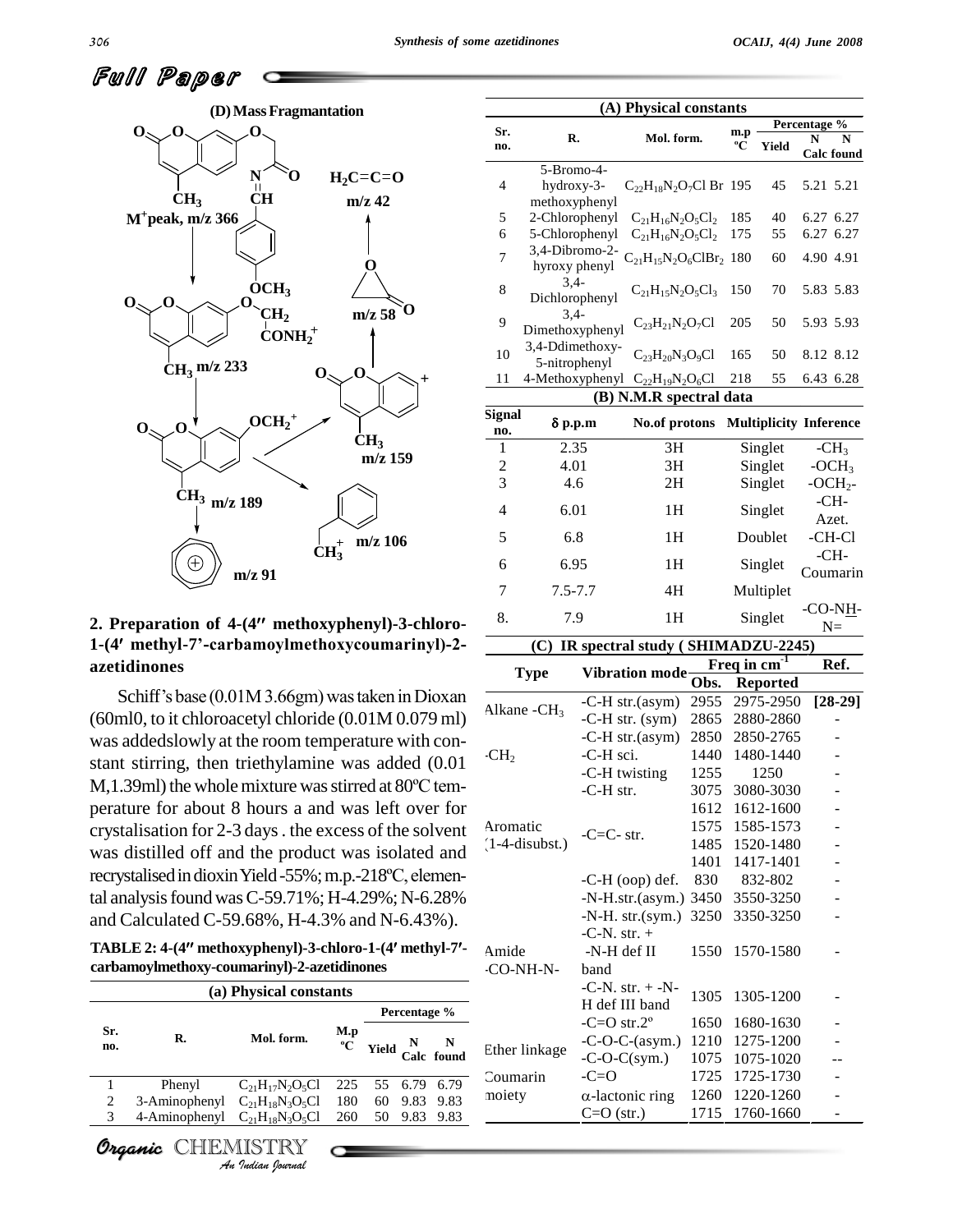## Full Paper

**(D) Mass Fragmantation**

$M^+$ peak, m/z 366

m/z 233

m/z 189

m/z 91

m/z 159

m/z 106

m/z 58

$H_2C=C=O$ m/z 42

### 2. Preparation of 4-(4′′ methoxyphenyl)-3-chloro-1-(4′ methyl-7’-carbamoylmethoxycoumarinyl)-2-azetidinones

Schiff’s base (0.01M 3.66gm) was taken in Dioxan (60ml0, to it chloroacetyl chloride (0.01M 0.079 ml) was addedslowly at the room temperature with constant stirring, then triethylamine was added (0.01 M,1.39ml) the whole mixture was stirred at 80ºC temperature for about 8 hours a and was left over for crystalisation for 2-3 days . the excess of the solvent was distilled off and the product was isolated and recrystalised in dioxin Yield -55%; m.p.-218ºC, elemental analysis found was C-59.71%; H-4.29%; N-6.28% and Calculated C-59.68%, H-4.3% and N-6.43%).

**TABLE 2: 4-(4′′ methoxyphenyl)-3-chloro-1-(4′ methyl-7′-carbamoylmethoxy-coumarinyl)-2-azetidinones**

**(a) Physical constants**

| Sr. no. | R. | Mol. form. | M.p ºC | Percentage % Yield | N Calc | N found |
|---|---|---|---|---|---|---|
| 1 | Phenyl | $C_{21}H_{17}N_2O_5Cl$ | 225 | 55 | 6.79 | 6.79 |
| 2 | 3-Aminophenyl | $C_{21}H_{18}N_3O_5Cl$ | 180 | 60 | 9.83 | 9.83 |
| 3 | 4-Aminophenyl | $C_{21}H_{18}N_3O_5Cl$ | 260 | 50 | 9.83 | 9.83 |
| 4 | 5-Bromo-4-hydroxy-3-methoxyphenyl | $C_{22}H_{18}N_2O_7Cl\ Br$ | 195 | 45 | 5.21 | 5.21 |
| 5 | 2-Chlorophenyl | $C_{21}H_{16}N_2O_5Cl_2$ | 185 | 40 | 6.27 | 6.27 |
| 6 | 5-Chlorophenyl | $C_{21}H_{16}N_2O_5Cl_2$ | 175 | 55 | 6.27 | 6.27 |
| 7 | 3,4-Dibromo-2-hyroxy phenyl | $C_{21}H_{15}N_2O_6ClBr_2$ | 180 | 60 | 4.90 | 4.91 |
| 8 | 3,4-Dichlorophenyl | $C_{21}H_{15}N_2O_5Cl_3$ | 150 | 70 | 5.83 | 5.83 |
| 9 | 3,4-Dimethoxyphenyl | $C_{23}H_{21}N_2O_7Cl$ | 205 | 50 | 5.93 | 5.93 |
| 10 | 3,4-Ddimethoxy-5-nitrophenyl | $C_{23}H_{20}N_3O_9Cl$ | 165 | 50 | 8.12 | 8.12 |
| 11 | 4-Methoxyphenyl | $C_{22}H_{19}N_2O_6Cl$ | 218 | 55 | 6.43 | 6.28 |

**(B) N.M.R spectral data**

| Signal no. | δ p.p.m | No.of protons | Multiplicity | Inference |
|---|---|---|---|---|
| 1 | 2.35 | 3H | Singlet | $-CH_3$ |
| 2 | 4.01 | 3H | Singlet | $-OCH_3$ |
| 3 | 4.6 | 2H | Singlet | $-OCH_2-$ |
| 4 | 6.01 | 1H | Singlet | -CH- Azet. |
| 5 | 6.8 | 1H | Doublet | -CH-Cl |
| 6 | 6.95 | 1H | Singlet | -CH- Coumarin |
| 7 | 7.5-7.7 | 4H | Multiplet | |
| 8. | 7.9 | 1H | Singlet | -CO-NH-N= |

**(C) IR spectral study ( SHIMADZU-2245)**

| Type | Vibration mode | Freq in $cm^{-1}$ Obs. | Reported | Ref. |
|---|---|---|---|---|
| Alkane $-CH_3$ | -C-H str.(asym) | 2955 | 2975-2950 | [28-29] |
| | -C-H str. (sym) | 2865 | 2880-2860 | - |
| $-CH_2$ | -C-H str.(asym) | 2850 | 2850-2765 | - |
| | -C-H sci. | 1440 | 1480-1440 | - |
| | -C-H twisting | 1255 | 1250 | - |
| Aromatic (1-4-disubst.) | -C-H str. | 3075 | 3080-3030 | - |
| | -C=C- str. | 1612 | 1612-1600 | - |
| | | 1575 | 1585-1573 | - |
| | | 1485 | 1520-1480 | - |
| | | 1401 | 1417-1401 | - |
| | -C-H (oop) def. | 830 | 832-802 | - |
| Amide -CO-NH-N- | -N-H.str.(asym.) | 3450 | 3550-3250 | - |
| | -N-H. str.(sym.) | 3250 | 3350-3250 | - |
| | -C-N. str. + -N-H def II band | 1550 | 1570-1580 | - |
| | -C-N. str. + -N-H def III band | 1305 | 1305-1200 | - |
| | -C=O str.2º | 1650 | 1680-1630 | - |
| Ether linkage | -C-O-C-(asym.) | 1210 | 1275-1200 | - |
| | -C-O-C(sym.) | 1075 | 1075-1020 | -- |
| Coumarin moiety | -C=O | 1725 | 1725-1730 | - |
| | α-lactonic ring | 1260 | 1220-1260 | - |
| | C=O (str.) | 1715 | 1760-1660 | - |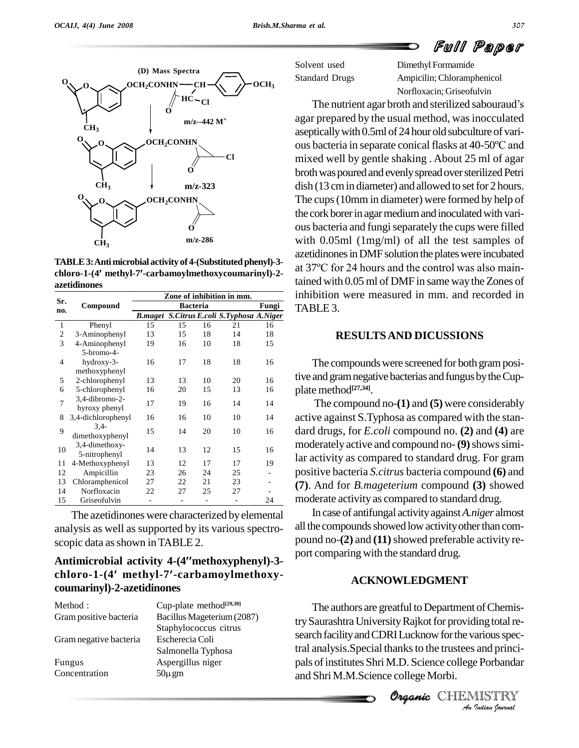**(D) Mass Spectra**

m/z--442 $M^+$

m/z-323

m/z-286

**TABLE 3: Antimicrobial activity of 4-(Substituted phenyl)-3-chloro-1-(4′ methyl-7′-carbamoylmethoxycoumarinyl)-2-azetidinones**

| Sr. no. | Compound | Zone of inhibition in mm. | | | | |
|---|---|---|---|---|---|---|
| | | Bacteria | | | | Fungi |
| | | *B.maget* | *S.Citrus* | *E.coli* | *S.Typhosa* | *A.Niger* |
| 1 | Phenyl | 15 | 15 | 16 | 21 | 16 |
| 2 | 3-Aminophenyl | 13 | 15 | 18 | 14 | 18 |
| 3 | 4-Aminophenyl | 19 | 16 | 10 | 18 | 15 |
| 4 | 5-bromo-4-hydroxy-3-methoxyphenyl | 16 | 17 | 18 | 18 | 16 |
| 5 | 2-chlorophenyl | 13 | 13 | 10 | 20 | 16 |
| 6 | 5-chlorophenyl | 16 | 20 | 15 | 13 | 16 |
| 7 | 3,4-dibromo-2-hyroxy phenyl | 17 | 19 | 16 | 14 | 14 |
| 8 | 3,4-dichlorophenyl | 16 | 16 | 10 | 10 | 14 |
| 9 | 3,4-dimethoxyphenyl | 15 | 14 | 20 | 10 | 16 |
| 10 | 3,4-dimethoxy-5-nitrophenyl | 14 | 13 | 12 | 15 | 16 |
| 11 | 4-Methoxyphenyl | 13 | 12 | 17 | 17 | 19 |
| 12 | Ampicillin | 23 | 26 | 24 | 25 | - |
| 13 | Chloramphenicol | 27 | 22 | 21 | 23 | - |
| 14 | Norfloxacin | 22 | 27 | 25 | 27 | - |
| 15 | Griseofulvin | - | - | - | - | 24 |

The azetidinones were characterized by elemental analysis as well as supported by its various spectroscopic data as shown in TABLE 2.

## Antimicrobial activity 4-(4″methoxyphenyl)-3-chloro-1-(4′ methyl-7′-carbamoylmethoxy-coumarinyl)-2-azetidinones

| | |
|---|---|
| Method : | Cup-plate method[29,30] |
| Gram positive bacteria | Bacillus Mageterium (2087) |
| | Staphylococcus citrus |
| Gram negative bacteria | Escherecia Coli |
| | Salmonella Typhosa |
| Fungus | Aspergillus niger |
| Concentration | 50μ gm |
| Solvent used | Dimethyl Formamide |
| Standard Drugs | Ampicilin; Chloramphenicol |
| | Norfloxacin; Griseofulvin |

The nutrient agar broth and sterilized sabouraud's agar prepared by the usual method, was inocculated aseptically with 0.5ml of 24 hour old subculture of various bacteria in separate conical flasks at 40-50ºC and mixed well by gentle shaking . About 25 ml of agar broth was poured and evenly spread over sterilized Petri dish (13 cm in diameter) and allowed to set for 2 hours. The cups (10mm in diameter) were formed by help of the cork borer in agar medium and inoculated with various bacteria and fungi separately the cups were filled with 0.05ml (1mg/ml) of all the test samples of azetidinones in DMF solution the plates were incubated at 37ºC for 24 hours and the control was also maintained with 0.05 ml of DMF in same way the Zones of inhibition were measured in mm. and recorded in TABLE 3.

## RESULTS AND DICUSSIONS

The compounds were screened for both gram positive and gram negative bacterias and fungus by the Cup-plate method[27,34].

The compound no-**(1)** and **(5)** were considerably active against S.Typhosa as compared with the standard drugs, for *E.coli* compound no. **(2)** and **(4)** are moderately active and compound no- **(9)** shows similar activity as compared to standard drug. For gram positive bacteria *S.citrus* bacteria compound **(6)** and **(7)**. And for *B.mageterium* compound **(3)** showed moderate activity as compared to standard drug.

In case of antifungal activity against *A.niger* almost all the compounds showed low activity other than compound no-**(2)** and **(11)** showed preferable activity report comparing with the standard drug.

## ACKNOWLEDGMENT

The authors are greatful to Department of Chemistry Saurashtra University Rajkot for providing total research facility and CDRI Lucknow for the various spectral analysis.Special thanks to the trustees and principals of institutes Shri M.D. Science college Porbandar and Shri M.M.Science college Morbi.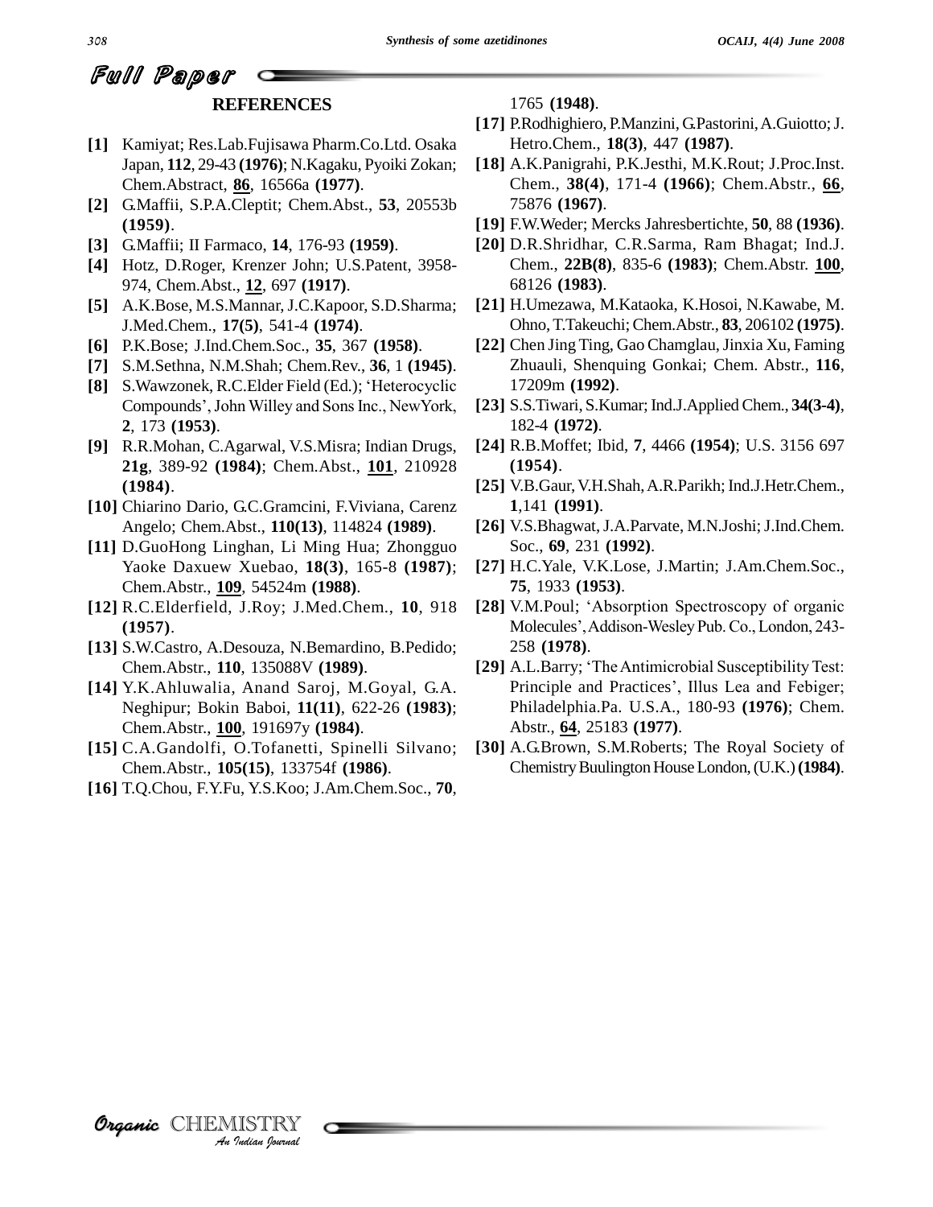## REFERENCES

**[1]** Kamiyat; Res.Lab.Fujisawa Pharm.Co.Ltd. Osaka Japan, **112**, 29-43 **(1976)**; N.Kagaku, Pyoiki Zokan; Chem.Abstract, **86**, 16566a **(1977)**.

**[2]** G.Maffii, S.P.A.Cleptit; Chem.Abst., **53**, 20553b **(1959)**.

**[3]** G.Maffii; II Farmaco, **14**, 176-93 **(1959)**.

**[4]** Hotz, D.Roger, Krenzer John; U.S.Patent, 3958-974, Chem.Abst., **12**, 697 **(1917)**.

**[5]** A.K.Bose, M.S.Mannar, J.C.Kapoor, S.D.Sharma; J.Med.Chem., **17(5)**, 541-4 **(1974)**.

**[6]** P.K.Bose; J.Ind.Chem.Soc., **35**, 367 **(1958)**.

**[7]** S.M.Sethna, N.M.Shah; Chem.Rev., **36**, 1 **(1945)**.

**[8]** S.Wawzonek, R.C.Elder Field (Ed.); 'Heterocyclic Compounds', John Willey and Sons Inc., NewYork, **2**, 173 **(1953)**.

**[9]** R.R.Mohan, C.Agarwal, V.S.Misra; Indian Drugs, **21g**, 389-92 **(1984)**; Chem.Abst., **101**, 210928 **(1984)**.

**[10]** Chiarino Dario, G.C.Gramcini, F.Viviana, Carenz Angelo; Chem.Abst., **110(13)**, 114824 **(1989)**.

**[11]** D.GuoHong Linghan, Li Ming Hua; Zhongguo Yaoke Daxuew Xuebao, **18(3)**, 165-8 **(1987)**; Chem.Abstr., **109**, 54524m **(1988)**.

**[12]** R.C.Elderfield, J.Roy; J.Med.Chem., **10**, 918 **(1957)**.

**[13]** S.W.Castro, A.Desouza, N.Bemardino, B.Pedido; Chem.Abstr., **110**, 135088V **(1989)**.

**[14]** Y.K.Ahluwalia, Anand Saroj, M.Goyal, G.A. Neghipur; Bokin Baboi, **11(11)**, 622-26 **(1983)**; Chem.Abstr., **100**, 191697y **(1984)**.

**[15]** C.A.Gandolfi, O.Tofanetti, Spinelli Silvano; Chem.Abstr., **105(15)**, 133754f **(1986)**.

**[16]** T.Q.Chou, F.Y.Fu, Y.S.Koo; J.Am.Chem.Soc., **70**, 1765 **(1948)**.

**[17]** P.Rodhighiero, P.Manzini, G.Pastorini, A.Guiotto; J. Hetro.Chem., **18(3)**, 447 **(1987)**.

**[18]** A.K.Panigrahi, P.K.Jesthi, M.K.Rout; J.Proc.Inst. Chem., **38(4)**, 171-4 **(1966)**; Chem.Abstr., **66**, 75876 **(1967)**.

**[19]** F.W.Weder; Mercks Jahresbertichte, **50**, 88 **(1936)**.

**[20]** D.R.Shridhar, C.R.Sarma, Ram Bhagat; Ind.J. Chem., **22B(8)**, 835-6 **(1983)**; Chem.Abstr. **100**, 68126 **(1983)**.

**[21]** H.Umezawa, M.Kataoka, K.Hosoi, N.Kawabe, M. Ohno, T.Takeuchi; Chem.Abstr., **83**, 206102 **(1975)**.

**[22]** Chen Jing Ting, Gao Chamglau, Jinxia Xu, Faming Zhuauli, Shenquing Gonkai; Chem. Abstr., **116**, 17209m **(1992)**.

**[23]** S.S.Tiwari, S.Kumar; Ind.J.Applied Chem., **34(3-4)**, 182-4 **(1972)**.

**[24]** R.B.Moffet; Ibid, **7**, 4466 **(1954)**; U.S. 3156 697 **(1954)**.

**[25]** V.B.Gaur, V.H.Shah, A.R.Parikh; Ind.J.Hetr.Chem., **1**,141 **(1991)**.

**[26]** V.S.Bhagwat, J.A.Parvate, M.N.Joshi; J.Ind.Chem. Soc., **69**, 231 **(1992)**.

**[27]** H.C.Yale, V.K.Lose, J.Martin; J.Am.Chem.Soc., **75**, 1933 **(1953)**.

**[28]** V.M.Poul; 'Absorption Spectroscopy of organic Molecules', Addison-Wesley Pub. Co., London, 243-258 **(1978)**.

**[29]** A.L.Barry; 'The Antimicrobial Susceptibility Test: Principle and Practices', Illus Lea and Febiger; Philadelphia.Pa. U.S.A., 180-93 **(1976)**; Chem. Abstr., **64**, 25183 **(1977)**.

**[30]** A.G.Brown, S.M.Roberts; The Royal Society of Chemistry Buulington House London, (U.K.) **(1984)**.